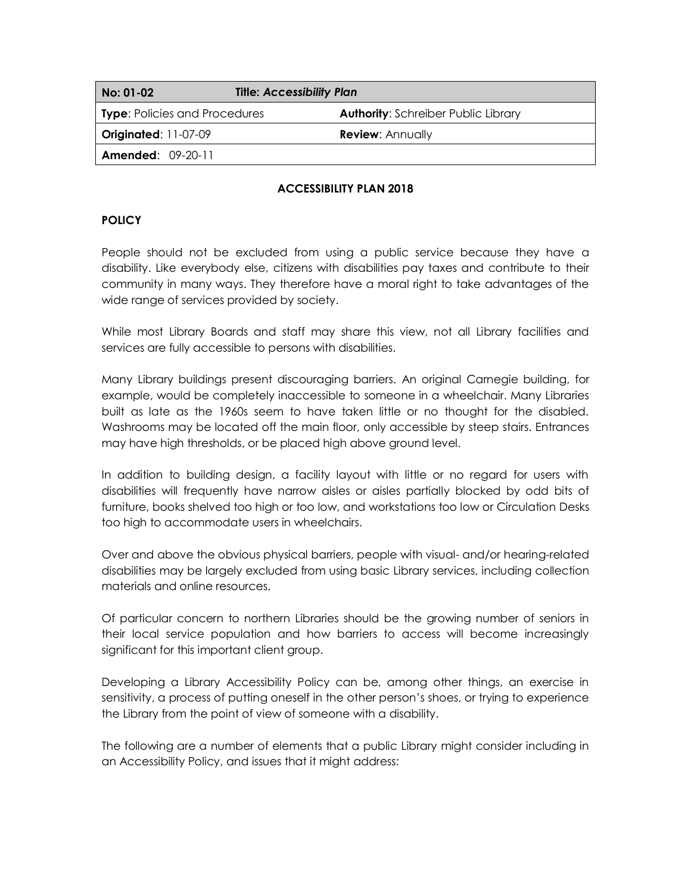| No: 01-02 | Title: *Accessibility Plan* |
|---|---|
| **Type**: Policies and Procedures | **Authority**: Schreiber Public Library |
| **Originated**: 11-07-09 | **Review**: Annually |
| **Amended**: 09-20-11 | |

## ACCESSIBILITY PLAN 2018

### POLICY

People should not be excluded from using a public service because they have a disability. Like everybody else, citizens with disabilities pay taxes and contribute to their community in many ways. They therefore have a moral right to take advantages of the wide range of services provided by society.

While most Library Boards and staff may share this view, not all Library facilities and services are fully accessible to persons with disabilities.

Many Library buildings present discouraging barriers. An original Carnegie building, for example, would be completely inaccessible to someone in a wheelchair. Many Libraries built as late as the 1960s seem to have taken little or no thought for the disabled. Washrooms may be located off the main floor, only accessible by steep stairs. Entrances may have high thresholds, or be placed high above ground level.

In addition to building design, a facility layout with little or no regard for users with disabilities will frequently have narrow aisles or aisles partially blocked by odd bits of furniture, books shelved too high or too low, and workstations too low or Circulation Desks too high to accommodate users in wheelchairs.

Over and above the obvious physical barriers, people with visual- and/or hearing-related disabilities may be largely excluded from using basic Library services, including collection materials and online resources.

Of particular concern to northern Libraries should be the growing number of seniors in their local service population and how barriers to access will become increasingly significant for this important client group.

Developing a Library Accessibility Policy can be, among other things, an exercise in sensitivity, a process of putting oneself in the other person's shoes, or trying to experience the Library from the point of view of someone with a disability.

The following are a number of elements that a public Library might consider including in an Accessibility Policy, and issues that it might address: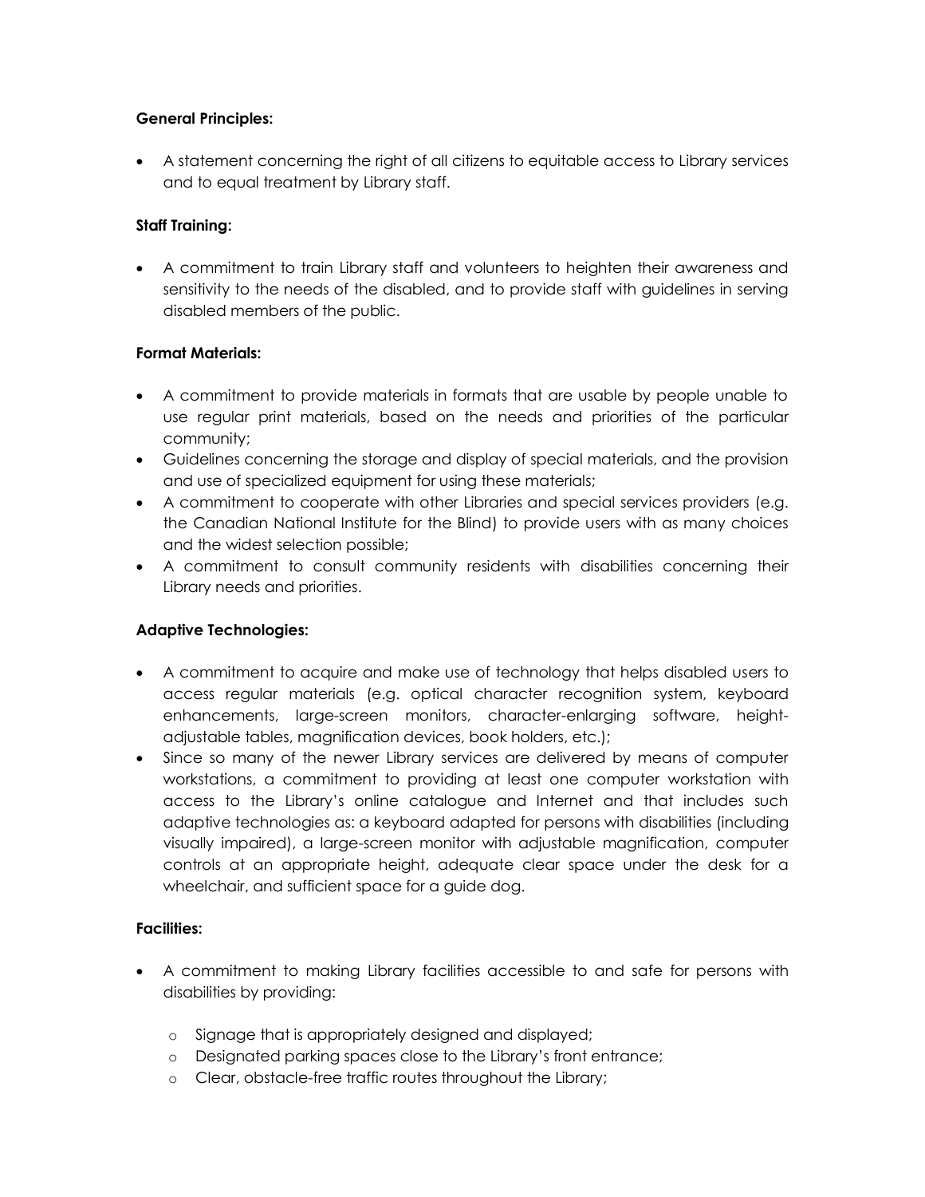**General Principles:**

- A statement concerning the right of all citizens to equitable access to Library services and to equal treatment by Library staff.

**Staff Training:**

- A commitment to train Library staff and volunteers to heighten their awareness and sensitivity to the needs of the disabled, and to provide staff with guidelines in serving disabled members of the public.

**Format Materials:**

- A commitment to provide materials in formats that are usable by people unable to use regular print materials, based on the needs and priorities of the particular community;
- Guidelines concerning the storage and display of special materials, and the provision and use of specialized equipment for using these materials;
- A commitment to cooperate with other Libraries and special services providers (e.g. the Canadian National Institute for the Blind) to provide users with as many choices and the widest selection possible;
- A commitment to consult community residents with disabilities concerning their Library needs and priorities.

**Adaptive Technologies:**

- A commitment to acquire and make use of technology that helps disabled users to access regular materials (e.g. optical character recognition system, keyboard enhancements, large-screen monitors, character-enlarging software, height-adjustable tables, magnification devices, book holders, etc.);
- Since so many of the newer Library services are delivered by means of computer workstations, a commitment to providing at least one computer workstation with access to the Library's online catalogue and Internet and that includes such adaptive technologies as: a keyboard adapted for persons with disabilities (including visually impaired), a large-screen monitor with adjustable magnification, computer controls at an appropriate height, adequate clear space under the desk for a wheelchair, and sufficient space for a guide dog.

**Facilities:**

- A commitment to making Library facilities accessible to and safe for persons with disabilities by providing:
    - Signage that is appropriately designed and displayed;
    - Designated parking spaces close to the Library's front entrance;
    - Clear, obstacle-free traffic routes throughout the Library;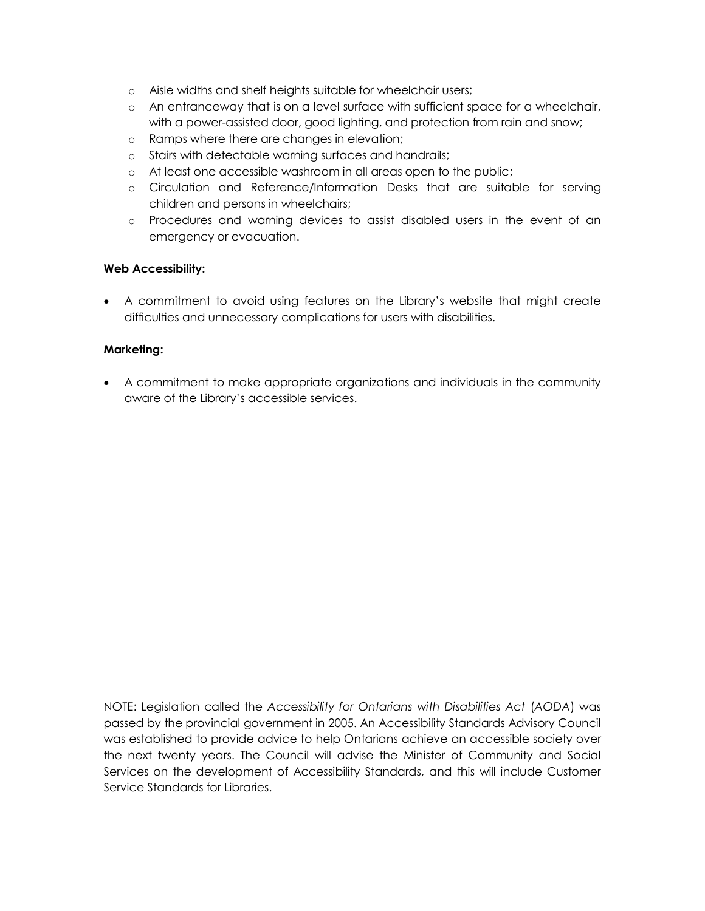- Aisle widths and shelf heights suitable for wheelchair users;
- An entranceway that is on a level surface with sufficient space for a wheelchair, with a power-assisted door, good lighting, and protection from rain and snow;
- Ramps where there are changes in elevation;
- Stairs with detectable warning surfaces and handrails;
- At least one accessible washroom in all areas open to the public;
- Circulation and Reference/Information Desks that are suitable for serving children and persons in wheelchairs;
- Procedures and warning devices to assist disabled users in the event of an emergency or evacuation.

**Web Accessibility:**

- A commitment to avoid using features on the Library's website that might create difficulties and unnecessary complications for users with disabilities.

**Marketing:**

- A commitment to make appropriate organizations and individuals in the community aware of the Library's accessible services.

NOTE: Legislation called the *Accessibility for Ontarians with Disabilities Act* (*AODA*) was passed by the provincial government in 2005. An Accessibility Standards Advisory Council was established to provide advice to help Ontarians achieve an accessible society over the next twenty years. The Council will advise the Minister of Community and Social Services on the development of Accessibility Standards, and this will include Customer Service Standards for Libraries.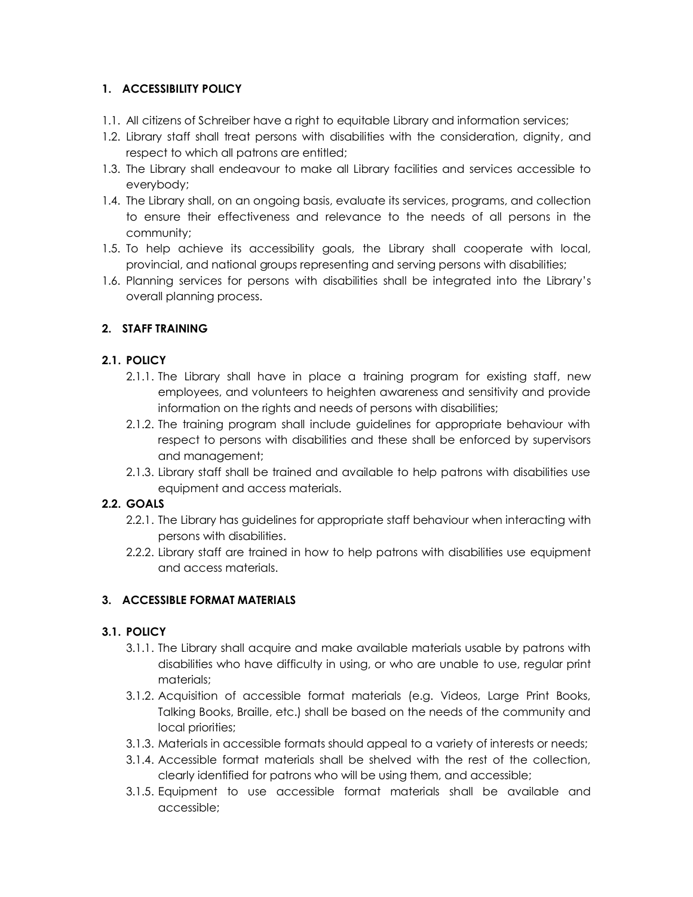## 1. ACCESSIBILITY POLICY

1.1. All citizens of Schreiber have a right to equitable Library and information services;

1.2. Library staff shall treat persons with disabilities with the consideration, dignity, and respect to which all patrons are entitled;

1.3. The Library shall endeavour to make all Library facilities and services accessible to everybody;

1.4. The Library shall, on an ongoing basis, evaluate its services, programs, and collection to ensure their effectiveness and relevance to the needs of all persons in the community;

1.5. To help achieve its accessibility goals, the Library shall cooperate with local, provincial, and national groups representing and serving persons with disabilities;

1.6. Planning services for persons with disabilities shall be integrated into the Library's overall planning process.

## 2. STAFF TRAINING

### 2.1. POLICY

2.1.1. The Library shall have in place a training program for existing staff, new employees, and volunteers to heighten awareness and sensitivity and provide information on the rights and needs of persons with disabilities;

2.1.2. The training program shall include guidelines for appropriate behaviour with respect to persons with disabilities and these shall be enforced by supervisors and management;

2.1.3. Library staff shall be trained and available to help patrons with disabilities use equipment and access materials.

### 2.2. GOALS

2.2.1. The Library has guidelines for appropriate staff behaviour when interacting with persons with disabilities.

2.2.2. Library staff are trained in how to help patrons with disabilities use equipment and access materials.

## 3. ACCESSIBLE FORMAT MATERIALS

### 3.1. POLICY

3.1.1. The Library shall acquire and make available materials usable by patrons with disabilities who have difficulty in using, or who are unable to use, regular print materials;

3.1.2. Acquisition of accessible format materials (e.g. Videos, Large Print Books, Talking Books, Braille, etc.) shall be based on the needs of the community and local priorities;

3.1.3. Materials in accessible formats should appeal to a variety of interests or needs;

3.1.4. Accessible format materials shall be shelved with the rest of the collection, clearly identified for patrons who will be using them, and accessible;

3.1.5. Equipment to use accessible format materials shall be available and accessible;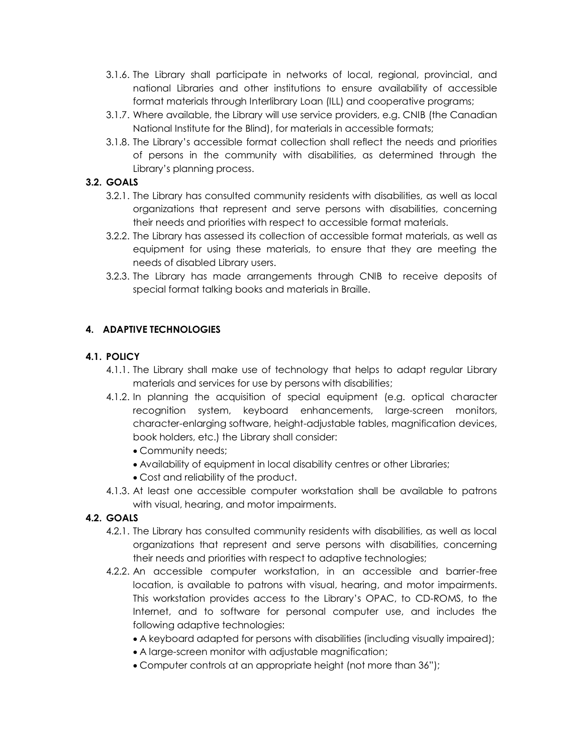3.1.6. The Library shall participate in networks of local, regional, provincial, and national Libraries and other institutions to ensure availability of accessible format materials through Interlibrary Loan (ILL) and cooperative programs;

3.1.7. Where available, the Library will use service providers, e.g. CNIB (the Canadian National Institute for the Blind), for materials in accessible formats;

3.1.8. The Library's accessible format collection shall reflect the needs and priorities of persons in the community with disabilities, as determined through the Library's planning process.

### 3.2. GOALS

3.2.1. The Library has consulted community residents with disabilities, as well as local organizations that represent and serve persons with disabilities, concerning their needs and priorities with respect to accessible format materials.

3.2.2. The Library has assessed its collection of accessible format materials, as well as equipment for using these materials, to ensure that they are meeting the needs of disabled Library users.

3.2.3. The Library has made arrangements through CNIB to receive deposits of special format talking books and materials in Braille.

## 4. ADAPTIVE TECHNOLOGIES

### 4.1. POLICY

4.1.1. The Library shall make use of technology that helps to adapt regular Library materials and services for use by persons with disabilities;

4.1.2. In planning the acquisition of special equipment (e.g. optical character recognition system, keyboard enhancements, large-screen monitors, character-enlarging software, height-adjustable tables, magnification devices, book holders, etc.) the Library shall consider:

- Community needs;
- Availability of equipment in local disability centres or other Libraries;
- Cost and reliability of the product.

4.1.3. At least one accessible computer workstation shall be available to patrons with visual, hearing, and motor impairments.

### 4.2. GOALS

4.2.1. The Library has consulted community residents with disabilities, as well as local organizations that represent and serve persons with disabilities, concerning their needs and priorities with respect to adaptive technologies;

4.2.2. An accessible computer workstation, in an accessible and barrier-free location, is available to patrons with visual, hearing, and motor impairments. This workstation provides access to the Library's OPAC, to CD-ROMS, to the Internet, and to software for personal computer use, and includes the following adaptive technologies:

- A keyboard adapted for persons with disabilities (including visually impaired);
- A large-screen monitor with adjustable magnification;
- Computer controls at an appropriate height (not more than 36");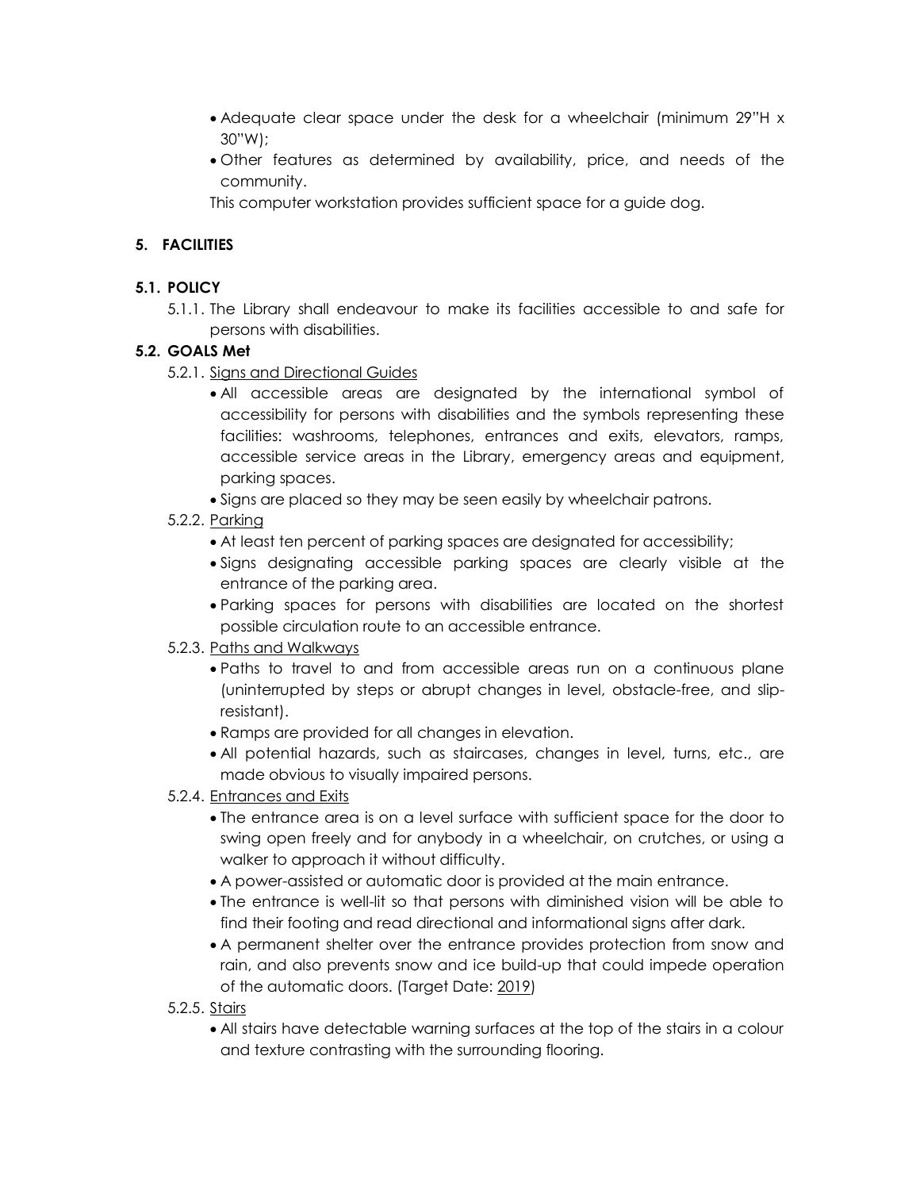- Adequate clear space under the desk for a wheelchair (minimum 29"H x 30"W);
- Other features as determined by availability, price, and needs of the community.

This computer workstation provides sufficient space for a guide dog.

## 5. FACILITIES

### 5.1. POLICY

5.1.1. The Library shall endeavour to make its facilities accessible to and safe for persons with disabilities.

### 5.2. GOALS Met

5.2.1. <u>Signs and Directional Guides</u>

- All accessible areas are designated by the international symbol of accessibility for persons with disabilities and the symbols representing these facilities: washrooms, telephones, entrances and exits, elevators, ramps, accessible service areas in the Library, emergency areas and equipment, parking spaces.
- Signs are placed so they may be seen easily by wheelchair patrons.

5.2.2. <u>Parking</u>

- At least ten percent of parking spaces are designated for accessibility;
- Signs designating accessible parking spaces are clearly visible at the entrance of the parking area.
- Parking spaces for persons with disabilities are located on the shortest possible circulation route to an accessible entrance.

5.2.3. <u>Paths and Walkways</u>

- Paths to travel to and from accessible areas run on a continuous plane (uninterrupted by steps or abrupt changes in level, obstacle-free, and slip-resistant).
- Ramps are provided for all changes in elevation.
- All potential hazards, such as staircases, changes in level, turns, etc., are made obvious to visually impaired persons.

5.2.4. <u>Entrances and Exits</u>

- The entrance area is on a level surface with sufficient space for the door to swing open freely and for anybody in a wheelchair, on crutches, or using a walker to approach it without difficulty.
- A power-assisted or automatic door is provided at the main entrance.
- The entrance is well-lit so that persons with diminished vision will be able to find their footing and read directional and informational signs after dark.
- A permanent shelter over the entrance provides protection from snow and rain, and also prevents snow and ice build-up that could impede operation of the automatic doors. (Target Date: <u>2019</u>)

5.2.5. <u>Stairs</u>

- All stairs have detectable warning surfaces at the top of the stairs in a colour and texture contrasting with the surrounding flooring.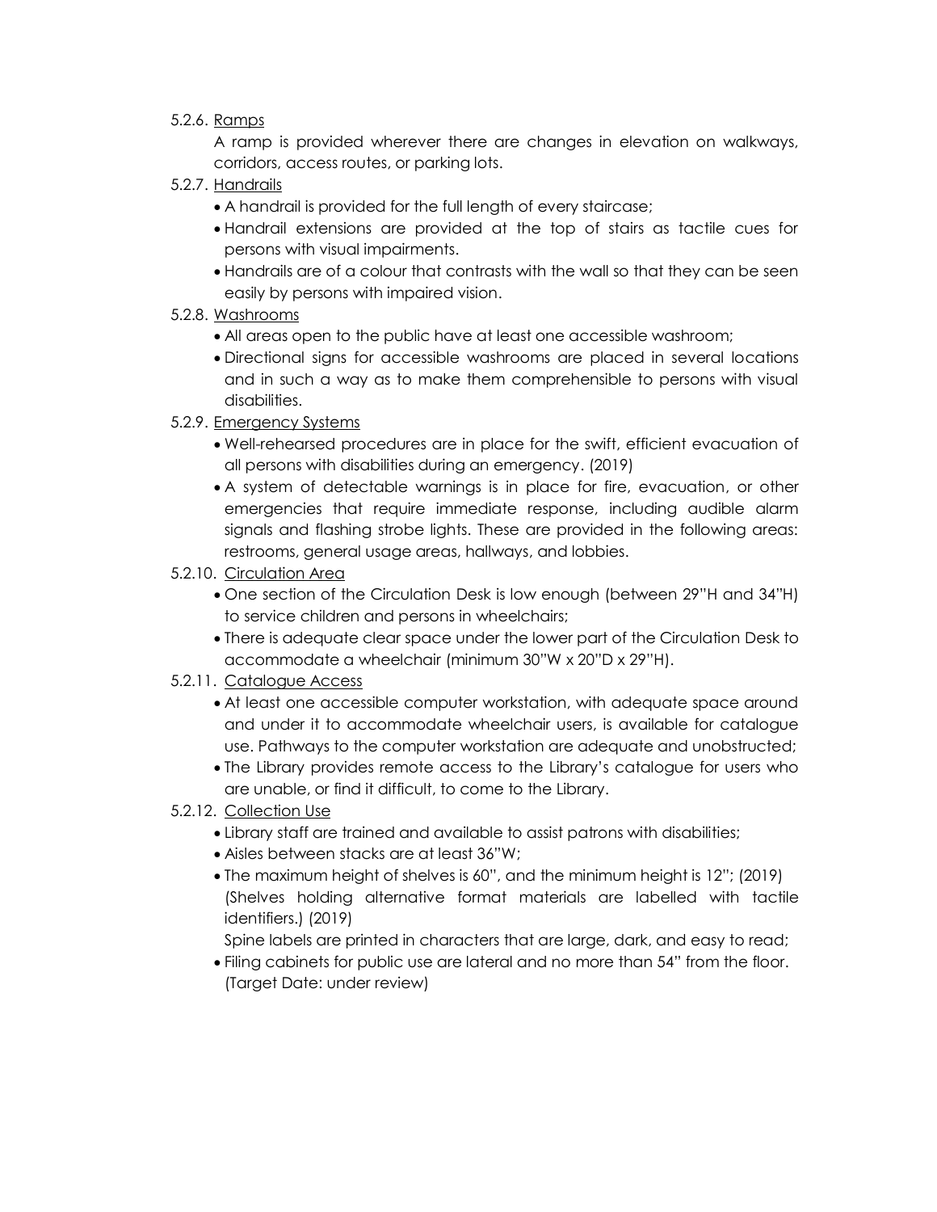5.2.6. Ramps

A ramp is provided wherever there are changes in elevation on walkways, corridors, access routes, or parking lots.

5.2.7. Handrails

- A handrail is provided for the full length of every staircase;
- Handrail extensions are provided at the top of stairs as tactile cues for persons with visual impairments.
- Handrails are of a colour that contrasts with the wall so that they can be seen easily by persons with impaired vision.

5.2.8. Washrooms

- All areas open to the public have at least one accessible washroom;
- Directional signs for accessible washrooms are placed in several locations and in such a way as to make them comprehensible to persons with visual disabilities.

5.2.9. Emergency Systems

- Well-rehearsed procedures are in place for the swift, efficient evacuation of all persons with disabilities during an emergency. (2019)
- A system of detectable warnings is in place for fire, evacuation, or other emergencies that require immediate response, including audible alarm signals and flashing strobe lights. These are provided in the following areas: restrooms, general usage areas, hallways, and lobbies.

5.2.10. Circulation Area

- One section of the Circulation Desk is low enough (between 29"H and 34"H) to service children and persons in wheelchairs;
- There is adequate clear space under the lower part of the Circulation Desk to accommodate a wheelchair (minimum 30"W x 20"D x 29"H).

5.2.11. Catalogue Access

- At least one accessible computer workstation, with adequate space around and under it to accommodate wheelchair users, is available for catalogue use. Pathways to the computer workstation are adequate and unobstructed;
- The Library provides remote access to the Library's catalogue for users who are unable, or find it difficult, to come to the Library.

5.2.12. Collection Use

- Library staff are trained and available to assist patrons with disabilities;
- Aisles between stacks are at least 36"W;
- The maximum height of shelves is 60", and the minimum height is 12"; (2019)
  (Shelves holding alternative format materials are labelled with tactile identifiers.) (2019)
  Spine labels are printed in characters that are large, dark, and easy to read;
- Filing cabinets for public use are lateral and no more than 54" from the floor. (Target Date: under review)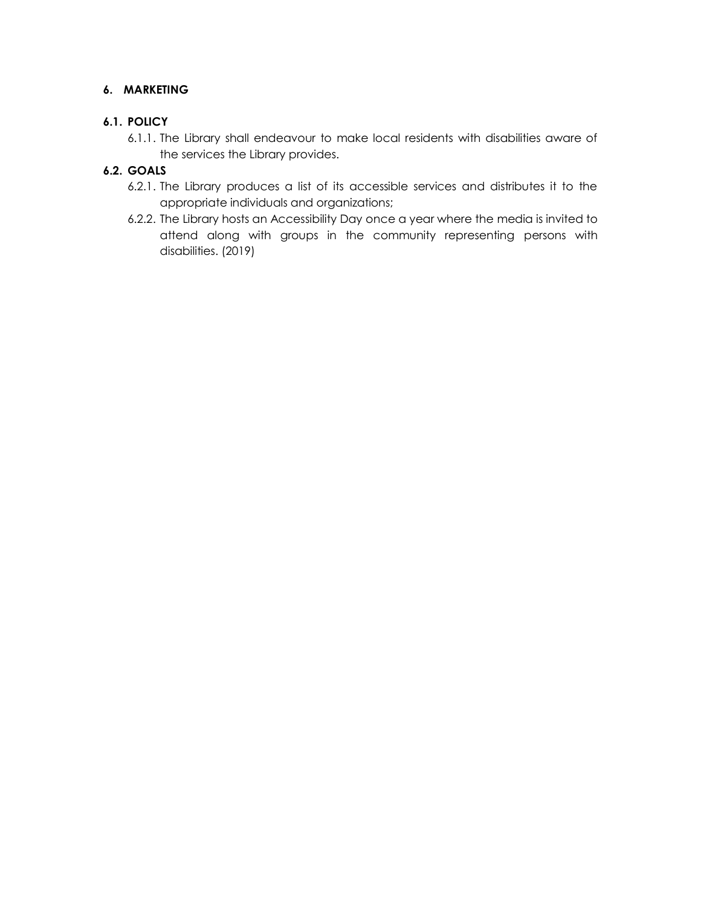## 6. MARKETING

### 6.1. POLICY

6.1.1. The Library shall endeavour to make local residents with disabilities aware of the services the Library provides.

### 6.2. GOALS

6.2.1. The Library produces a list of its accessible services and distributes it to the appropriate individuals and organizations;

6.2.2. The Library hosts an Accessibility Day once a year where the media is invited to attend along with groups in the community representing persons with disabilities. (2019)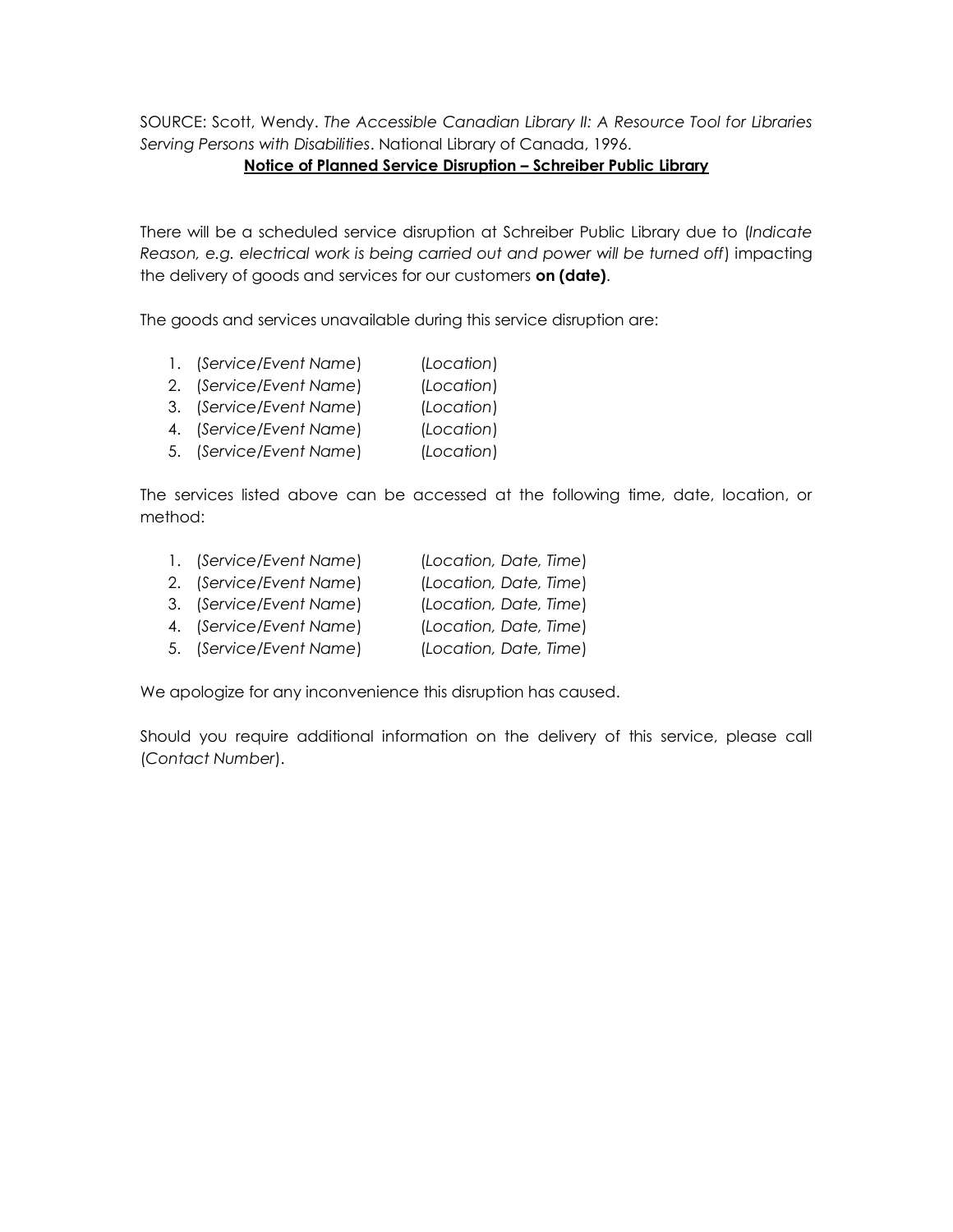SOURCE: Scott, Wendy. *The Accessible Canadian Library II: A Resource Tool for Libraries Serving Persons with Disabilities*. National Library of Canada, 1996.

## <u>Notice of Planned Service Disruption – Schreiber Public Library</u>

There will be a scheduled service disruption at Schreiber Public Library due to (*Indicate Reason, e.g. electrical work is being carried out and power will be turned off*) impacting the delivery of goods and services for our customers **on (date)**.

The goods and services unavailable during this service disruption are:

1. (*Service/Event Name*) (*Location*)
2. (*Service/Event Name*) (*Location*)
3. (*Service/Event Name*) (*Location*)
4. (*Service/Event Name*) (*Location*)
5. (*Service/Event Name*) (*Location*)

The services listed above can be accessed at the following time, date, location, or method:

1. (*Service/Event Name*) (*Location, Date, Time*)
2. (*Service/Event Name*) (*Location, Date, Time*)
3. (*Service/Event Name*) (*Location, Date, Time*)
4. (*Service/Event Name*) (*Location, Date, Time*)
5. (*Service/Event Name*) (*Location, Date, Time*)

We apologize for any inconvenience this disruption has caused.

Should you require additional information on the delivery of this service, please call (*Contact Number*).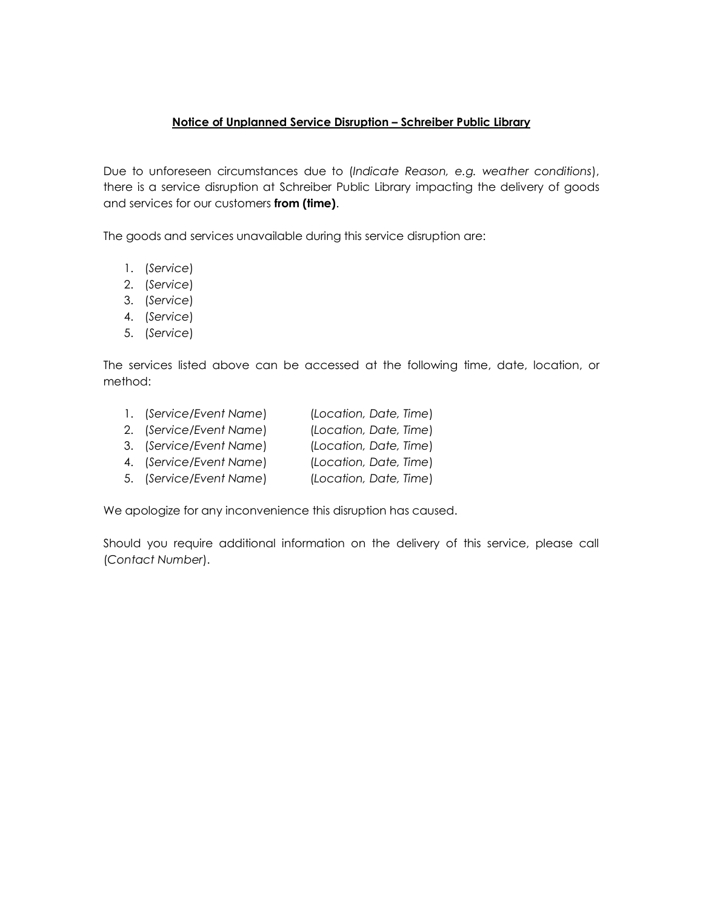**<u>Notice of Unplanned Service Disruption – Schreiber Public Library</u>**

Due to unforeseen circumstances due to (*Indicate Reason, e.g. weather conditions*), there is a service disruption at Schreiber Public Library impacting the delivery of goods and services for our customers **from (time)**.

The goods and services unavailable during this service disruption are:

1. (*Service*)
2. (*Service*)
3. (*Service*)
4. (*Service*)
5. (*Service*)

The services listed above can be accessed at the following time, date, location, or method:

1. (*Service/Event Name*) (*Location, Date, Time*)
2. (*Service/Event Name*) (*Location, Date, Time*)
3. (*Service/Event Name*) (*Location, Date, Time*)
4. (*Service/Event Name*) (*Location, Date, Time*)
5. (*Service/Event Name*) (*Location, Date, Time*)

We apologize for any inconvenience this disruption has caused.

Should you require additional information on the delivery of this service, please call (*Contact Number*).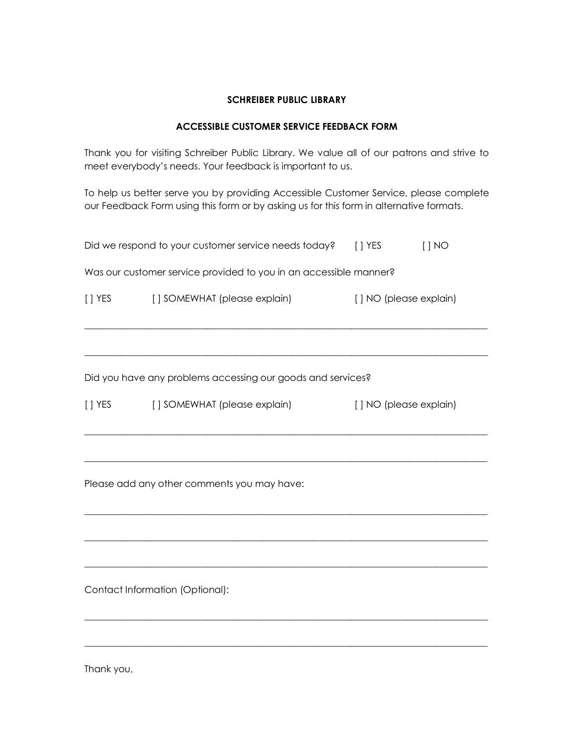**SCHREIBER PUBLIC LIBRARY**

**ACCESSIBLE CUSTOMER SERVICE FEEDBACK FORM**

Thank you for visiting Schreiber Public Library. We value all of our patrons and strive to meet everybody's needs. Your feedback is important to us.

To help us better serve you by providing Accessible Customer Service, please complete our Feedback Form using this form or by asking us for this form in alternative formats.

Did we respond to your customer service needs today? [ ] YES [ ] NO

Was our customer service provided to you in an accessible manner?

[ ] YES [ ] SOMEWHAT (please explain) [ ] NO (please explain)

\_\_\_\_\_\_\_\_\_\_\_\_\_\_\_\_\_\_\_\_\_\_\_\_\_\_\_\_\_\_\_\_\_\_\_\_\_\_\_\_\_\_\_\_\_\_\_\_\_\_\_\_\_\_\_\_\_\_\_\_\_\_\_\_\_\_\_\_\_\_\_\_

\_\_\_\_\_\_\_\_\_\_\_\_\_\_\_\_\_\_\_\_\_\_\_\_\_\_\_\_\_\_\_\_\_\_\_\_\_\_\_\_\_\_\_\_\_\_\_\_\_\_\_\_\_\_\_\_\_\_\_\_\_\_\_\_\_\_\_\_\_\_\_\_

Did you have any problems accessing our goods and services?

[ ] YES [ ] SOMEWHAT (please explain) [ ] NO (please explain)

\_\_\_\_\_\_\_\_\_\_\_\_\_\_\_\_\_\_\_\_\_\_\_\_\_\_\_\_\_\_\_\_\_\_\_\_\_\_\_\_\_\_\_\_\_\_\_\_\_\_\_\_\_\_\_\_\_\_\_\_\_\_\_\_\_\_\_\_\_\_\_\_

\_\_\_\_\_\_\_\_\_\_\_\_\_\_\_\_\_\_\_\_\_\_\_\_\_\_\_\_\_\_\_\_\_\_\_\_\_\_\_\_\_\_\_\_\_\_\_\_\_\_\_\_\_\_\_\_\_\_\_\_\_\_\_\_\_\_\_\_\_\_\_\_

Please add any other comments you may have:

\_\_\_\_\_\_\_\_\_\_\_\_\_\_\_\_\_\_\_\_\_\_\_\_\_\_\_\_\_\_\_\_\_\_\_\_\_\_\_\_\_\_\_\_\_\_\_\_\_\_\_\_\_\_\_\_\_\_\_\_\_\_\_\_\_\_\_\_\_\_\_\_

\_\_\_\_\_\_\_\_\_\_\_\_\_\_\_\_\_\_\_\_\_\_\_\_\_\_\_\_\_\_\_\_\_\_\_\_\_\_\_\_\_\_\_\_\_\_\_\_\_\_\_\_\_\_\_\_\_\_\_\_\_\_\_\_\_\_\_\_\_\_\_\_

\_\_\_\_\_\_\_\_\_\_\_\_\_\_\_\_\_\_\_\_\_\_\_\_\_\_\_\_\_\_\_\_\_\_\_\_\_\_\_\_\_\_\_\_\_\_\_\_\_\_\_\_\_\_\_\_\_\_\_\_\_\_\_\_\_\_\_\_\_\_\_\_

Contact Information (Optional):

\_\_\_\_\_\_\_\_\_\_\_\_\_\_\_\_\_\_\_\_\_\_\_\_\_\_\_\_\_\_\_\_\_\_\_\_\_\_\_\_\_\_\_\_\_\_\_\_\_\_\_\_\_\_\_\_\_\_\_\_\_\_\_\_\_\_\_\_\_\_\_\_

\_\_\_\_\_\_\_\_\_\_\_\_\_\_\_\_\_\_\_\_\_\_\_\_\_\_\_\_\_\_\_\_\_\_\_\_\_\_\_\_\_\_\_\_\_\_\_\_\_\_\_\_\_\_\_\_\_\_\_\_\_\_\_\_\_\_\_\_\_\_\_\_

Thank you,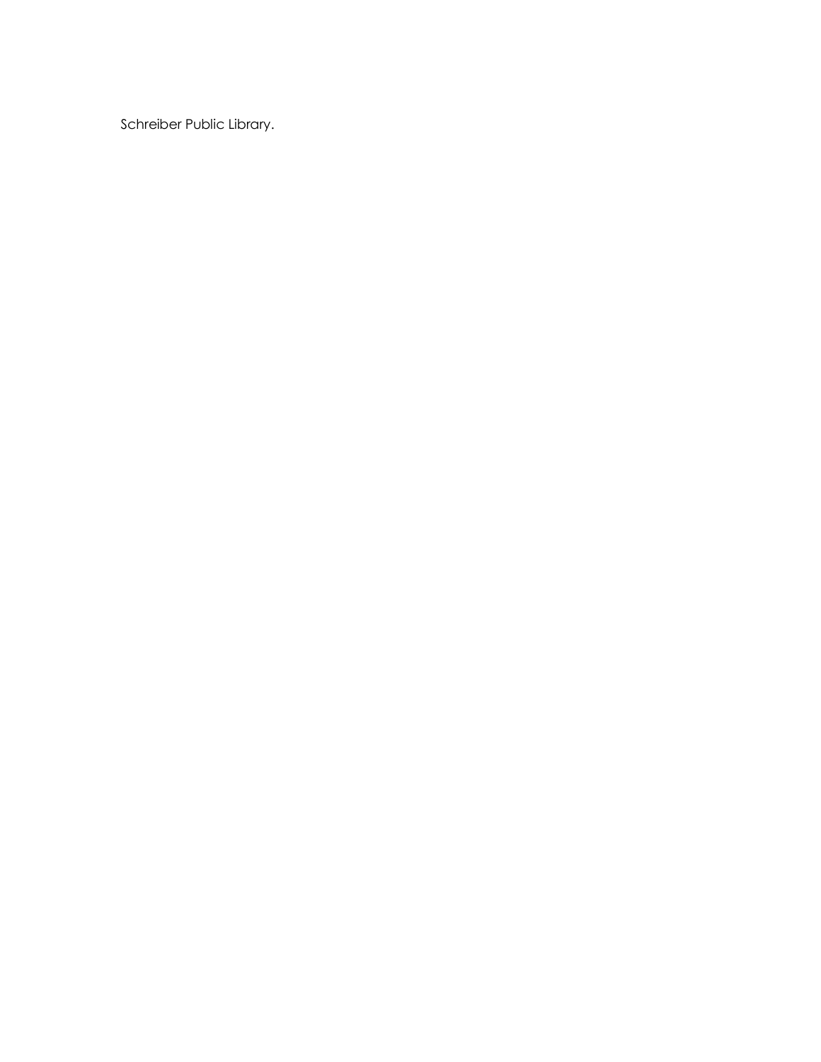Schreiber Public Library.